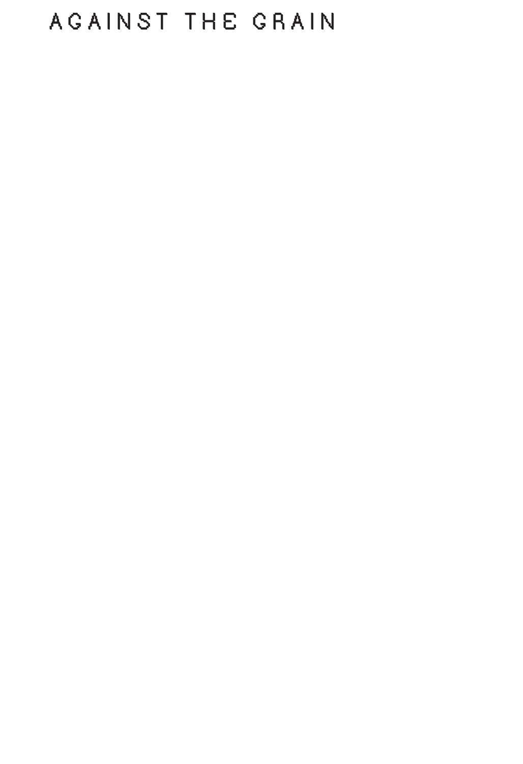# AGAINST THE GRAIN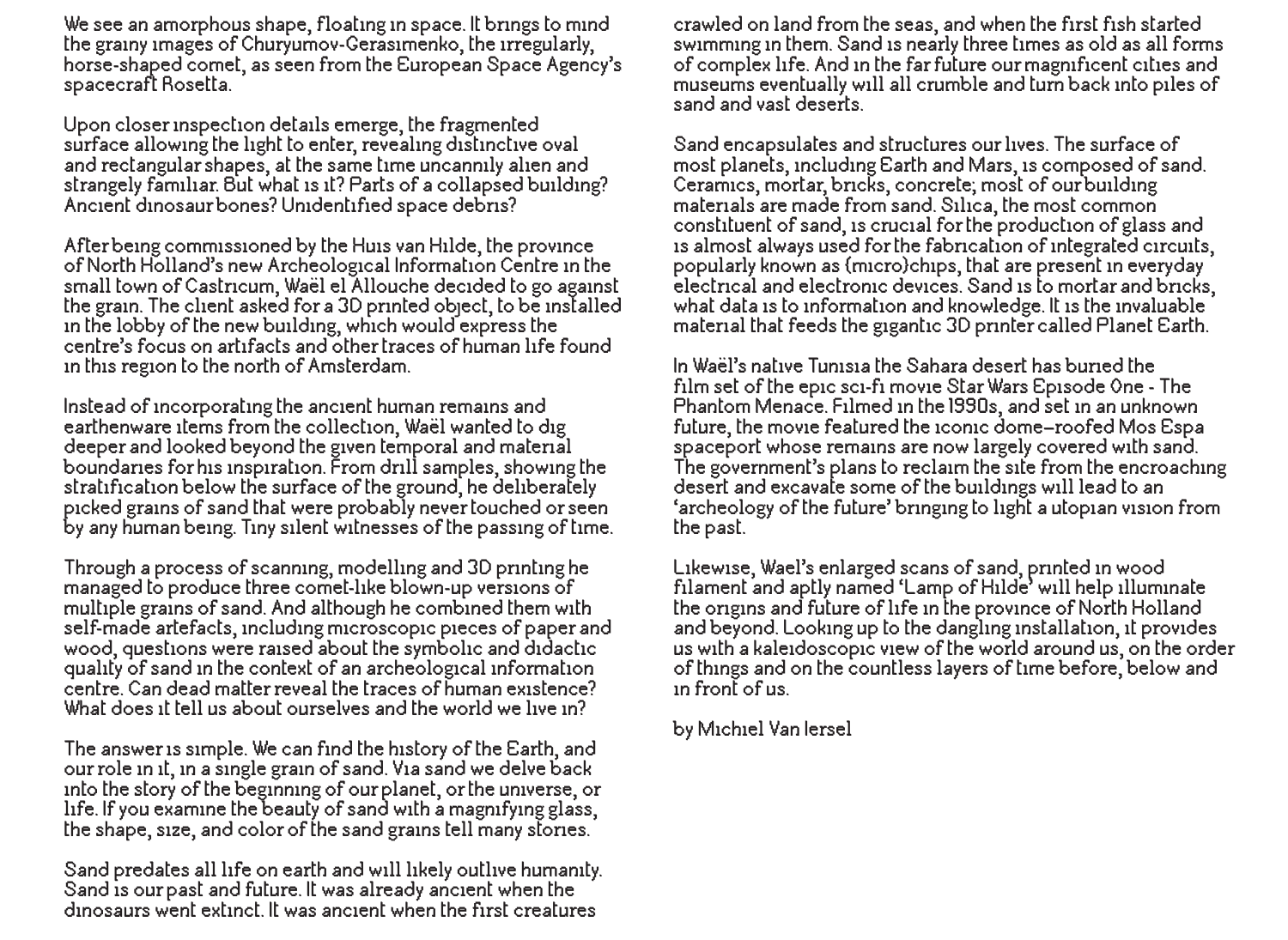We see an amorphous shape, floating in space. It brings to mind the grainy images of Churyumov-Gerasimenko, the irregularly, horse-shaped comet, as seen from the European Space Agency's spacecraft Rosetta.

Upon closer inspection details emerge, the fragmented surface allowing the light to enter, revealing distinctive oval and rectangular shapes, at the same time uncannily alien and strangely familiar. But what is it? Parts of a collapsed building? Ancient dinosaur bones? Unidentified space debris?

After being commissioned by the Huis van Hilde, the province of North Holland's new Archeological Information Centre in the small town of Castricum, Waël el Allouche decided to go against the grain. The client asked for a 3D printed object, to be installed in the lobby of the new building, which would express the centre's focus on artifacts and other traces of human life found in this region to the north of Amsterdam.

Instead of incorporating the ancient human remains and earthenware items from the collection, Waël wanted to dig deeper and looked beyond the given temporal and material boundaries for his inspiration. From drill samples, showing the stratification below the surface of the ground, he deliberately picked grains of sand that were probably never touched or seen by any human being. Tiny silent witnesses of the passing of time.

Through a process of scanning, modelling and 3D printing he managed to produce three comet-like blown-up versions of multiple grains of sand. And although he combined them with self-made artefacts, including microscopic pieces of paper and wood, questions were raised about the symbolic and didactic quality of sand in the context of an archeological information centre. Can dead matter reveal the traces of human existence? What does it tell us about ourselves and the world we live in?

The answer is simple. We can find the history of the Earth, and our role in it, in a single grain of sand. Via sand we delve back into the story of the beginning of our planet, or the universe, or life. If you examine the beauty of sand with a magnifying glass, the shape, size, and color of the sand grains tell many stories.

Sand predates all life on earth and will likely outlive humanity. Sand is our past and future. It was already ancient when the dinosaurs went extinct. It was ancient when the first creatures crawled on land from the seas, and when the first fish started swimming in them. Sand is nearly three times as old as all forms of complex life. And in the far future our magnificent cities and museums eventually will all crumble and turn back into piles of sand and vast deserts.

Sand encapsulates and structures our lives. The surface of most planets, including Earth and Mars, is composed of sand. Ceramics, mortar, bricks, concrete; most of our building materials are made from sand. Silica, the most common constituent of sand, is crucial for the production of glass and is almost always used for the fabrication of integrated circuits, popularly known as (micro)chips, that are present in everyday electrical and electronic devices. Sand is to mortar and bricks, what data is to information and knowledge. It is the invaluable material that feeds the gigantic 3D printer called Planet Earth.

In Waël's native Tunisia the Sahara desert has buried the film set of the epic sci-fi movie Star Wars Episode One - The Phantom Menace. Filmed in the 1990s, and set in an unknown future, the movie featured the iconic dome-roofed Mos Espa spaceport whose remains are now largely covered with sand. The government's plans to reclaim the site from the encroaching desert and excavate some of the buildings will lead to an 'archeology of the future' bringing to light a utopian vision from the past.

Likewise, Wael's enlarged scans of sand, printed in wood filament and aptly named 'Lamp of Hilde' will help illuminate the origins and future of life in the province of North Holland and beyond. Looking up to the dangling installation, it provides us with a kaleidoscopic view of the world around us, on the order of things and on the countless layers of time before, below and in front of us.

by Michiel Van Iersel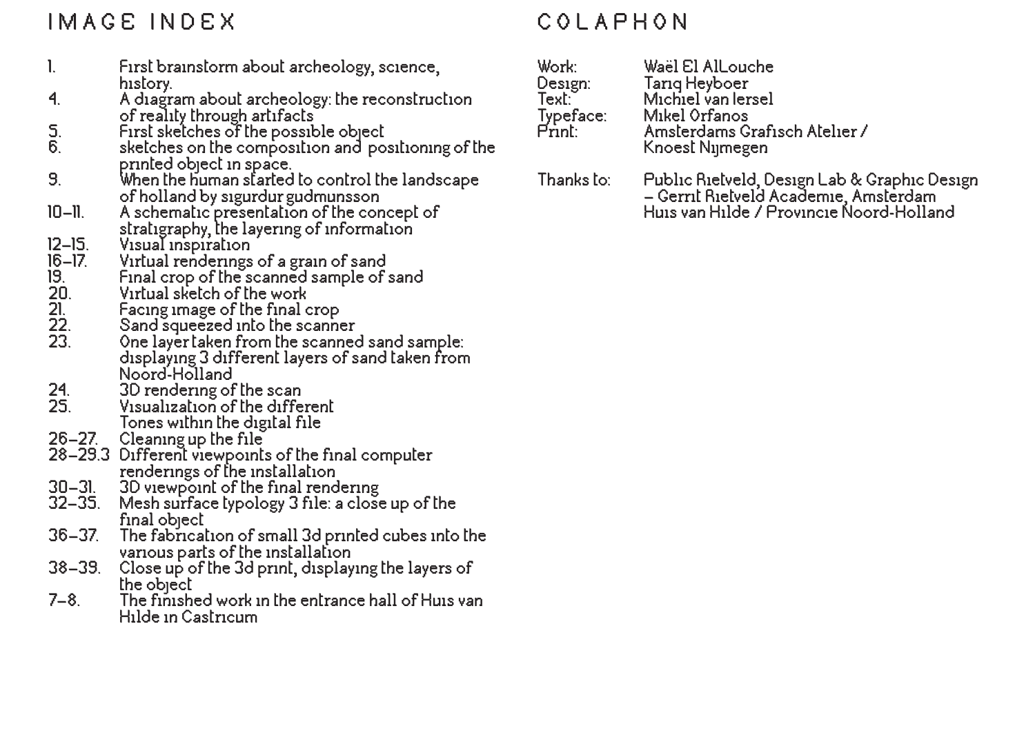# IMAGE INDEX

| | |
|---|---|
| 1. | First brainstorm about archeology, science, history. |
| 4. | A diagram about archeology: the reconstruction of reality through artifacts |
| 5. | First sketches of the possible object |
| 6. | sketches on the composition and positioning of the printed object in space. |
| 9. | When the human started to control the landscape of holland by sigurdur gudmunsson |
| 10–11. | A schematic presentation of the concept of stratigraphy, the layering of information |
| 12–15. | Visual inspiration |
| 16–17. | Virtual renderings of a grain of sand |
| 19. | Final crop of the scanned sample of sand |
| 20. | Virtual sketch of the work |
| 21. | Facing image of the final crop |
| 22. | Sand squeezed into the scanner |
| 23. | One layer taken from the scanned sand sample: displaying 3 different layers of sand taken from Noord-Holland |
| 24. | 3D rendering of the scan |
| 25. | Visualization of the different Tones within the digital file |
| 26–27. | Cleaning up the file |
| 28–29.3 | Different viewpoints of the final computer renderings of the installation |
| 30–31. | 3D viewpoint of the final rendering |
| 32–35. | Mesh surface typology 3 file: a close up of the final object |
| 36–37. | The fabrication of small 3d printed cubes into the various parts of the installation |
| 38–39. | Close up of the 3d print, displaying the layers of the object |
| 7–8. | The finished work in the entrance hall of Huis van Hilde in Castricum |

# COLAPHON

| | |
|---|---|
| Work: | Waël El AlLouche |
| Design: | Tariq Heyboer |
| Text: | Michiel van Iersel |
| Typeface: | Mikel Orfanos |
| Print: | Amsterdams Grafisch Atelier / Knoest Nijmegen |
| Thanks to: | Public Rietveld, Design Lab & Graphic Design – Gerrit Rietveld Academie, Amsterdam Huis van Hilde / Provincie Noord-Holland |